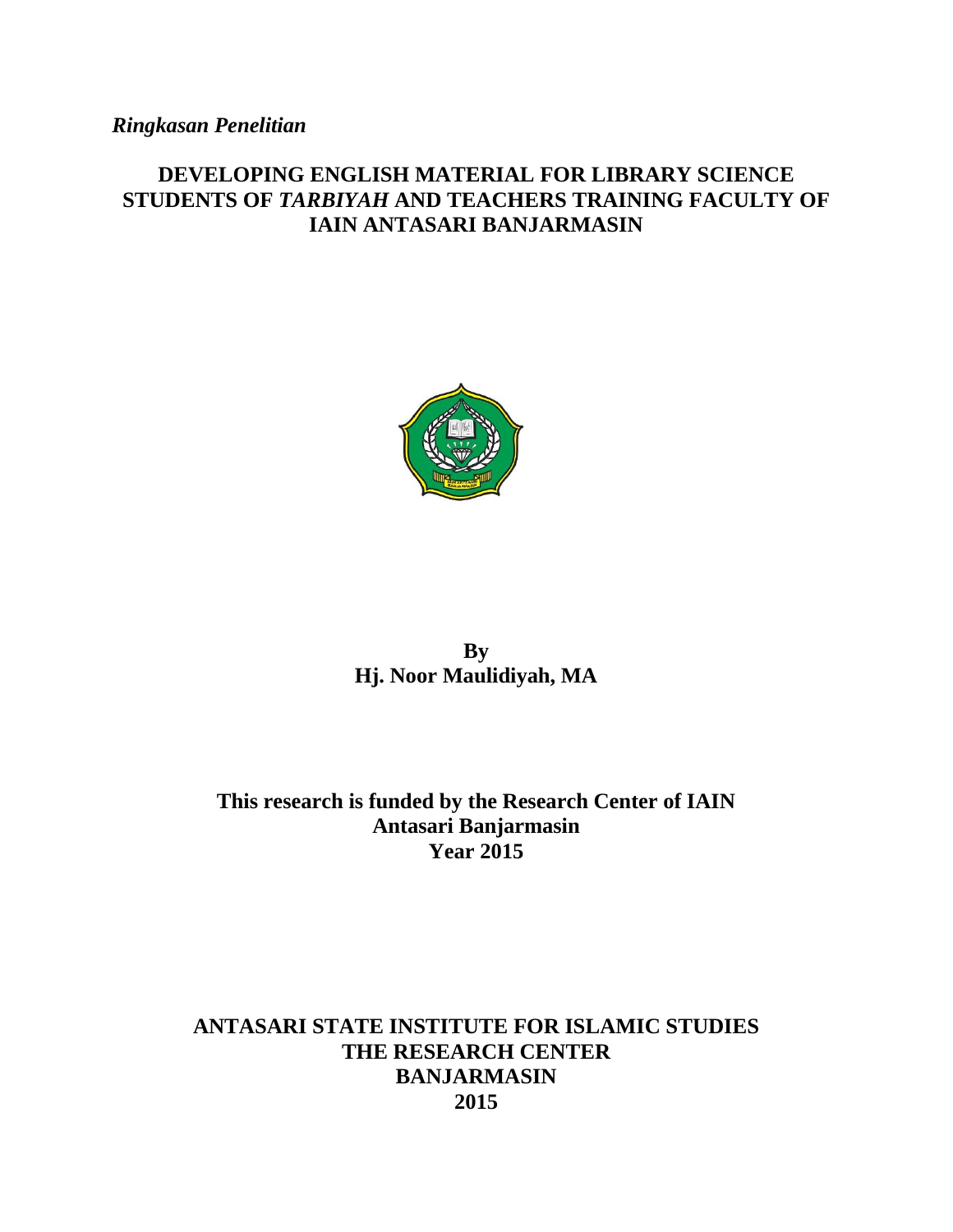*Ringkasan Penelitian*

# DEVELOPING ENGLISH MATERIAL FOR LIBRARY SCIENCE STUDENTS OF *TARBIYAH* AND TEACHERS TRAINING FACULTY OF IAIN ANTASARI BANJARMASIN

**By**
**Hj. Noor Maulidiyah, MA**

**This research is funded by the Research Center of IAIN Antasari Banjarmasin**
**Year 2015**

**ANTASARI STATE INSTITUTE FOR ISLAMIC STUDIES**
**THE RESEARCH CENTER**
**BANJARMASIN**
**2015**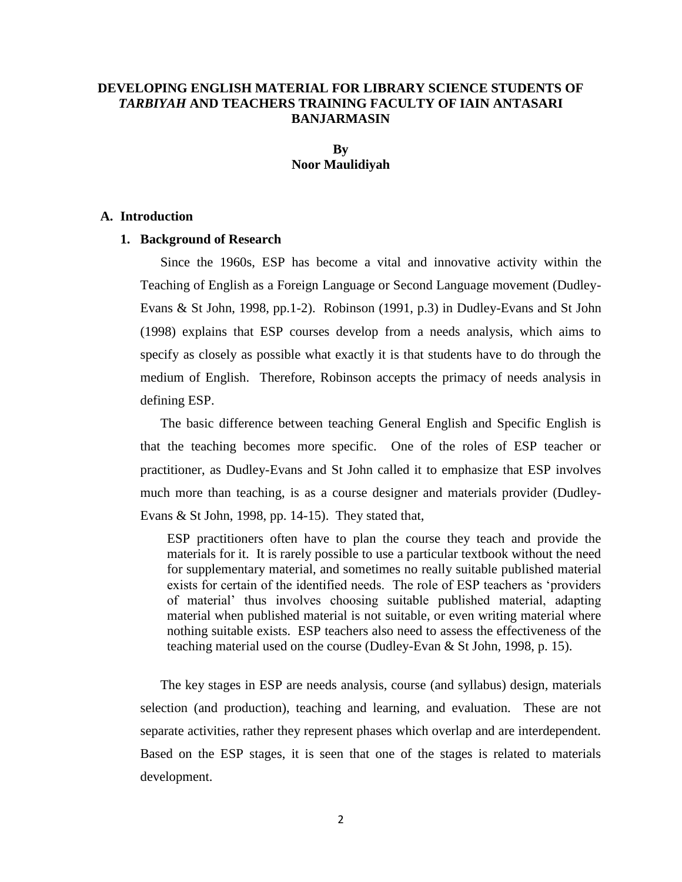# DEVELOPING ENGLISH MATERIAL FOR LIBRARY SCIENCE STUDENTS OF *TARBIYAH* AND TEACHERS TRAINING FACULTY OF IAIN ANTASARI BANJARMASIN

**By**
**Noor Maulidiyah**

## A. Introduction

### 1. Background of Research

Since the 1960s, ESP has become a vital and innovative activity within the Teaching of English as a Foreign Language or Second Language movement (Dudley-Evans & St John, 1998, pp.1-2). Robinson (1991, p.3) in Dudley-Evans and St John (1998) explains that ESP courses develop from a needs analysis, which aims to specify as closely as possible what exactly it is that students have to do through the medium of English. Therefore, Robinson accepts the primacy of needs analysis in defining ESP.

The basic difference between teaching General English and Specific English is that the teaching becomes more specific. One of the roles of ESP teacher or practitioner, as Dudley-Evans and St John called it to emphasize that ESP involves much more than teaching, is as a course designer and materials provider (Dudley-Evans & St John, 1998, pp. 14-15). They stated that,

> ESP practitioners often have to plan the course they teach and provide the materials for it. It is rarely possible to use a particular textbook without the need for supplementary material, and sometimes no really suitable published material exists for certain of the identified needs. The role of ESP teachers as 'providers of material' thus involves choosing suitable published material, adapting material when published material is not suitable, or even writing material where nothing suitable exists. ESP teachers also need to assess the effectiveness of the teaching material used on the course (Dudley-Evan & St John, 1998, p. 15).

The key stages in ESP are needs analysis, course (and syllabus) design, materials selection (and production), teaching and learning, and evaluation. These are not separate activities, rather they represent phases which overlap and are interdependent. Based on the ESP stages, it is seen that one of the stages is related to materials development.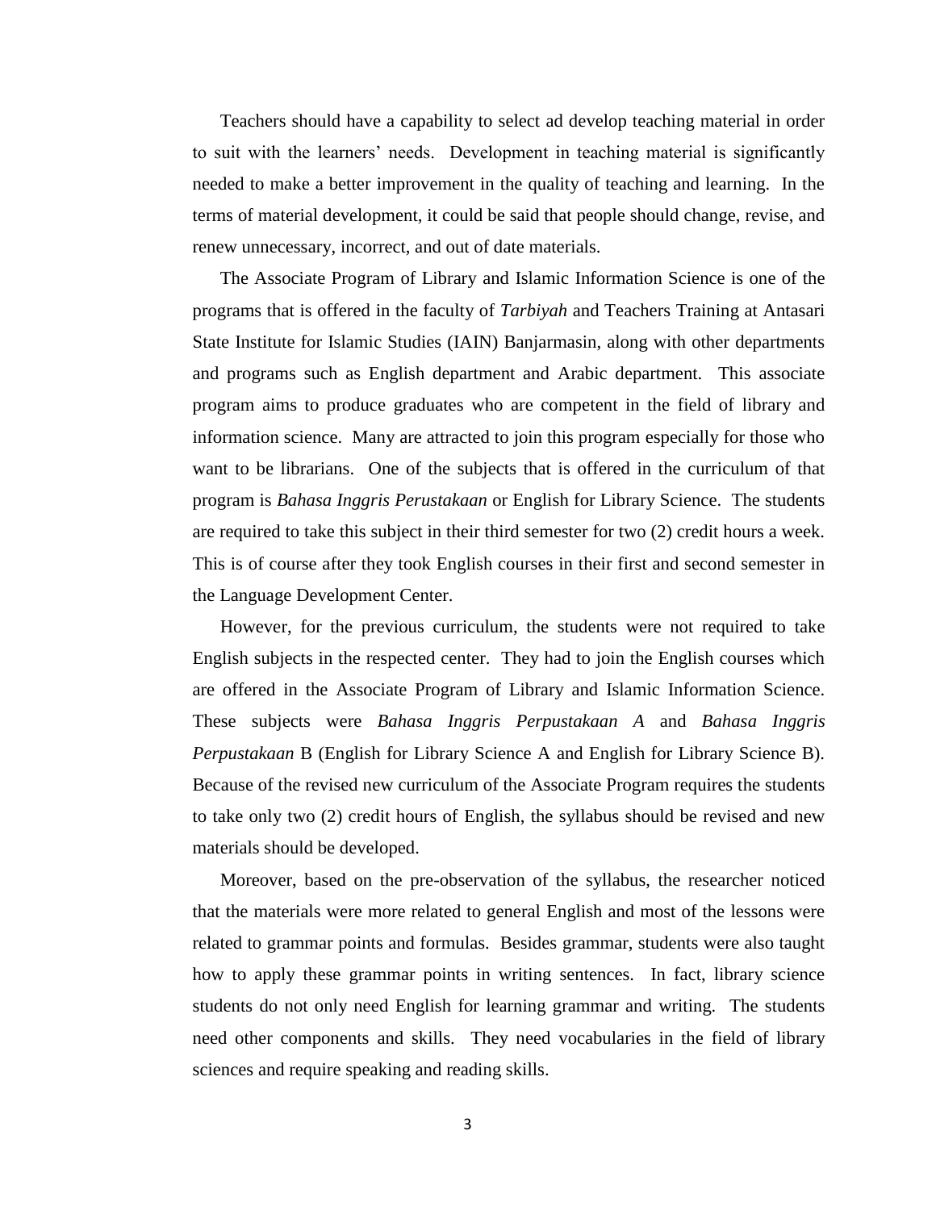Teachers should have a capability to select ad develop teaching material in order to suit with the learners' needs. Development in teaching material is significantly needed to make a better improvement in the quality of teaching and learning. In the terms of material development, it could be said that people should change, revise, and renew unnecessary, incorrect, and out of date materials.

The Associate Program of Library and Islamic Information Science is one of the programs that is offered in the faculty of *Tarbiyah* and Teachers Training at Antasari State Institute for Islamic Studies (IAIN) Banjarmasin, along with other departments and programs such as English department and Arabic department. This associate program aims to produce graduates who are competent in the field of library and information science. Many are attracted to join this program especially for those who want to be librarians. One of the subjects that is offered in the curriculum of that program is *Bahasa Inggris Perustakaan* or English for Library Science. The students are required to take this subject in their third semester for two (2) credit hours a week. This is of course after they took English courses in their first and second semester in the Language Development Center.

However, for the previous curriculum, the students were not required to take English subjects in the respected center. They had to join the English courses which are offered in the Associate Program of Library and Islamic Information Science. These subjects were *Bahasa Inggris Perpustakaan A* and *Bahasa Inggris Perpustakaan* B (English for Library Science A and English for Library Science B). Because of the revised new curriculum of the Associate Program requires the students to take only two (2) credit hours of English, the syllabus should be revised and new materials should be developed.

Moreover, based on the pre-observation of the syllabus, the researcher noticed that the materials were more related to general English and most of the lessons were related to grammar points and formulas. Besides grammar, students were also taught how to apply these grammar points in writing sentences. In fact, library science students do not only need English for learning grammar and writing. The students need other components and skills. They need vocabularies in the field of library sciences and require speaking and reading skills.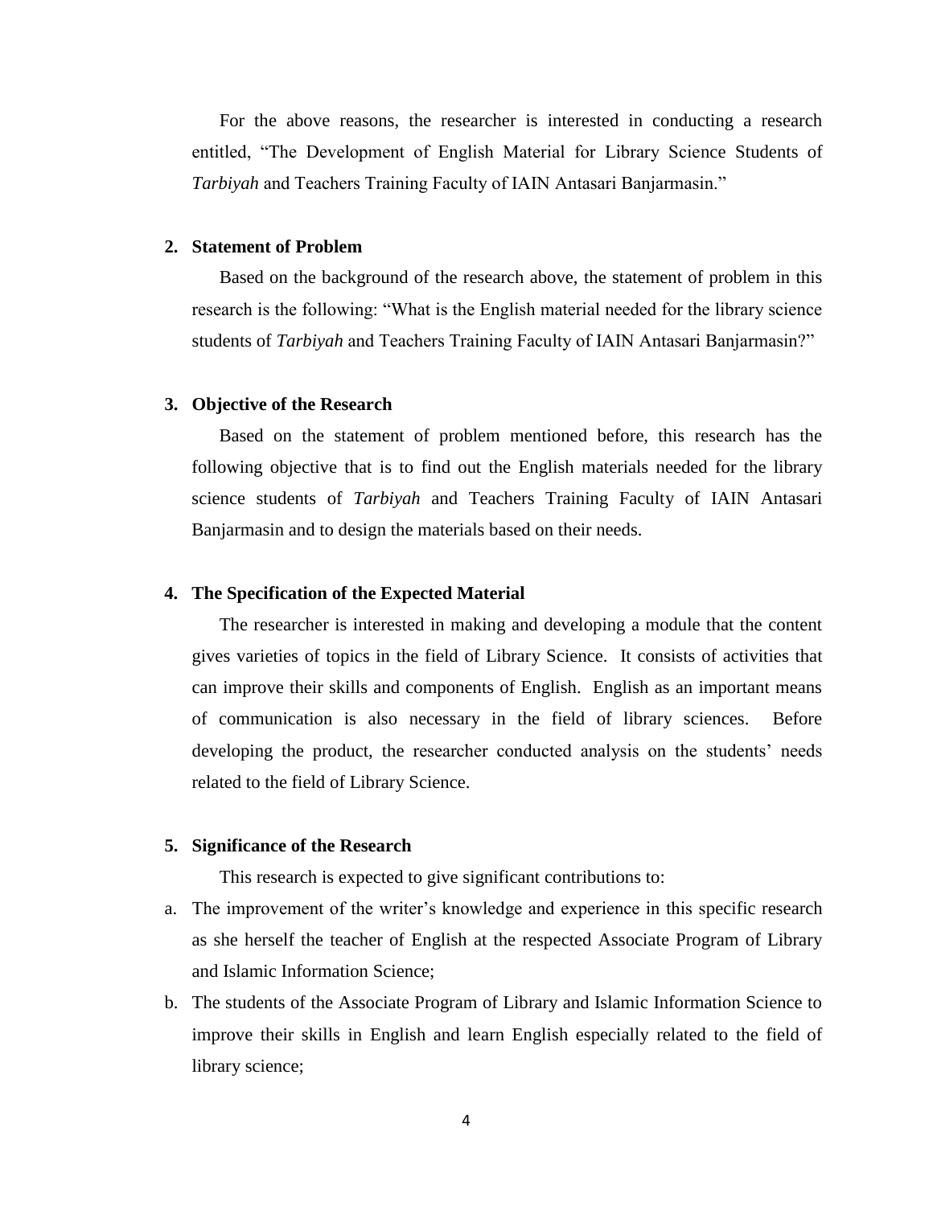For the above reasons, the researcher is interested in conducting a research entitled, "The Development of English Material for Library Science Students of *Tarbiyah* and Teachers Training Faculty of IAIN Antasari Banjarmasin."

## 2. Statement of Problem

Based on the background of the research above, the statement of problem in this research is the following: "What is the English material needed for the library science students of *Tarbiyah* and Teachers Training Faculty of IAIN Antasari Banjarmasin?"

## 3. Objective of the Research

Based on the statement of problem mentioned before, this research has the following objective that is to find out the English materials needed for the library science students of *Tarbiyah* and Teachers Training Faculty of IAIN Antasari Banjarmasin and to design the materials based on their needs.

## 4. The Specification of the Expected Material

The researcher is interested in making and developing a module that the content gives varieties of topics in the field of Library Science. It consists of activities that can improve their skills and components of English. English as an important means of communication is also necessary in the field of library sciences. Before developing the product, the researcher conducted analysis on the students' needs related to the field of Library Science.

## 5. Significance of the Research

This research is expected to give significant contributions to:

a. The improvement of the writer's knowledge and experience in this specific research as she herself the teacher of English at the respected Associate Program of Library and Islamic Information Science;
b. The students of the Associate Program of Library and Islamic Information Science to improve their skills in English and learn English especially related to the field of library science;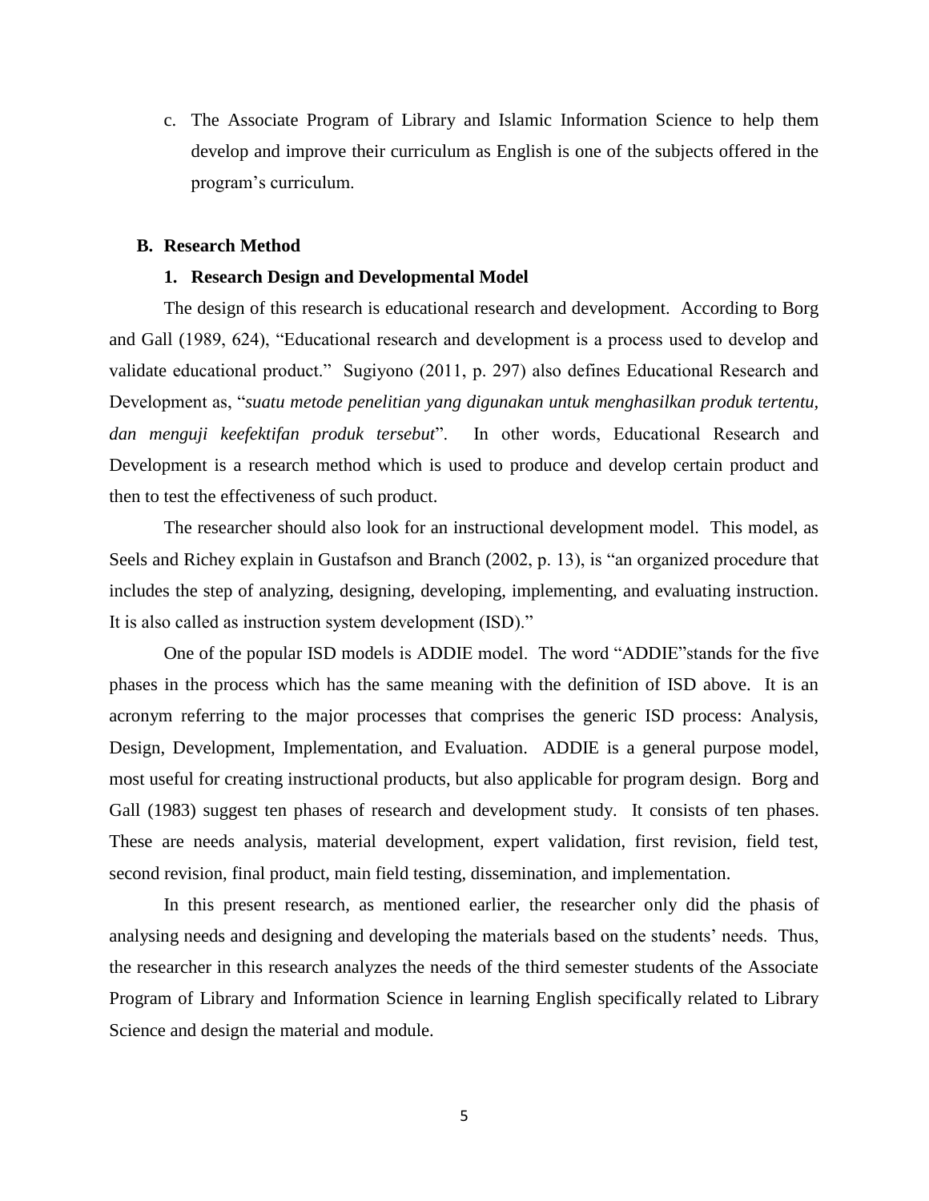c. The Associate Program of Library and Islamic Information Science to help them develop and improve their curriculum as English is one of the subjects offered in the program's curriculum.

## B. Research Method

### 1. Research Design and Developmental Model

The design of this research is educational research and development. According to Borg and Gall (1989, 624), "Educational research and development is a process used to develop and validate educational product." Sugiyono (2011, p. 297) also defines Educational Research and Development as, "*suatu metode penelitian yang digunakan untuk menghasilkan produk tertentu, dan menguji keefektifan produk tersebut*". In other words, Educational Research and Development is a research method which is used to produce and develop certain product and then to test the effectiveness of such product.

The researcher should also look for an instructional development model. This model, as Seels and Richey explain in Gustafson and Branch (2002, p. 13), is "an organized procedure that includes the step of analyzing, designing, developing, implementing, and evaluating instruction. It is also called as instruction system development (ISD)."

One of the popular ISD models is ADDIE model. The word "ADDIE"stands for the five phases in the process which has the same meaning with the definition of ISD above. It is an acronym referring to the major processes that comprises the generic ISD process: Analysis, Design, Development, Implementation, and Evaluation. ADDIE is a general purpose model, most useful for creating instructional products, but also applicable for program design. Borg and Gall (1983) suggest ten phases of research and development study. It consists of ten phases. These are needs analysis, material development, expert validation, first revision, field test, second revision, final product, main field testing, dissemination, and implementation.

In this present research, as mentioned earlier, the researcher only did the phasis of analysing needs and designing and developing the materials based on the students' needs. Thus, the researcher in this research analyzes the needs of the third semester students of the Associate Program of Library and Information Science in learning English specifically related to Library Science and design the material and module.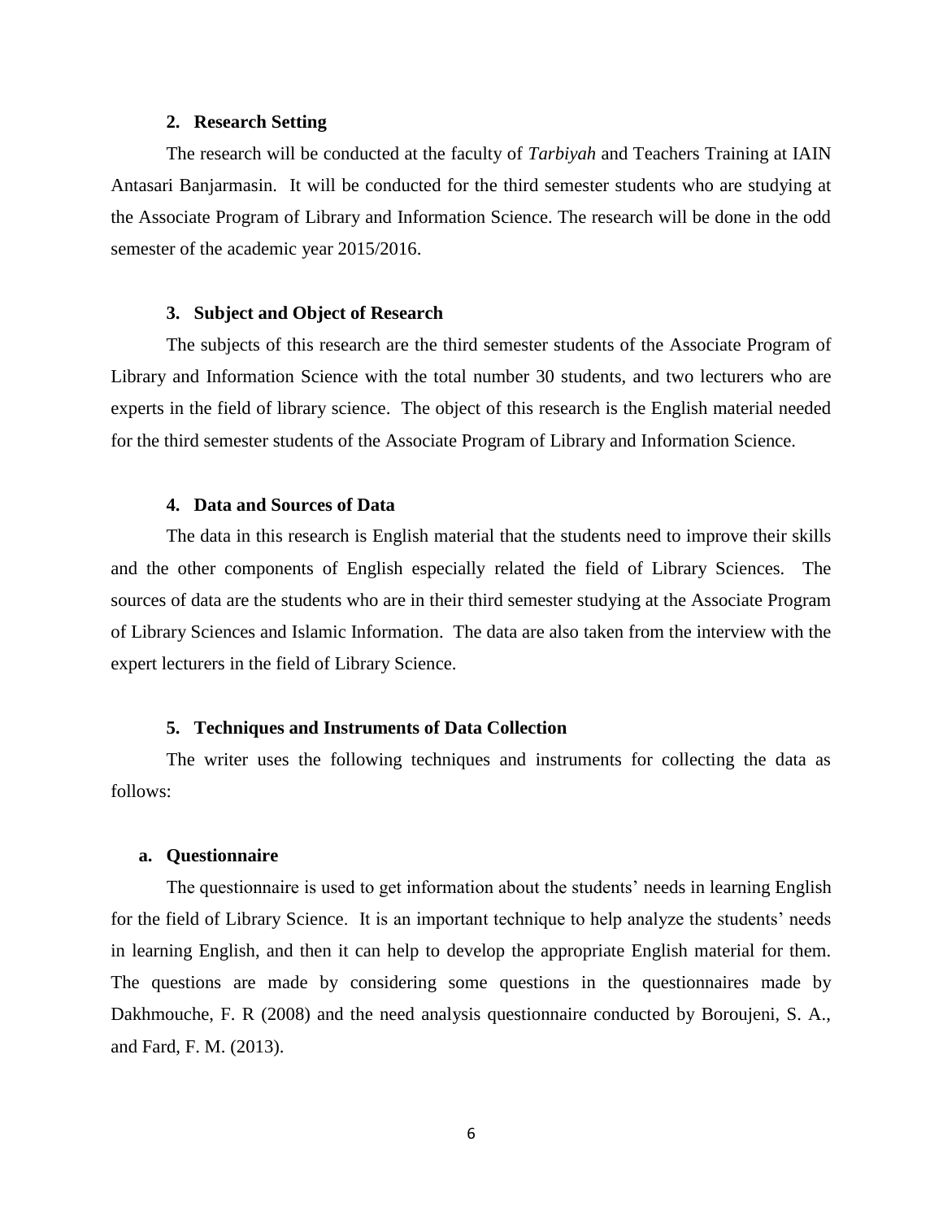### 2. Research Setting

The research will be conducted at the faculty of *Tarbiyah* and Teachers Training at IAIN Antasari Banjarmasin. It will be conducted for the third semester students who are studying at the Associate Program of Library and Information Science. The research will be done in the odd semester of the academic year 2015/2016.

### 3. Subject and Object of Research

The subjects of this research are the third semester students of the Associate Program of Library and Information Science with the total number 30 students, and two lecturers who are experts in the field of library science. The object of this research is the English material needed for the third semester students of the Associate Program of Library and Information Science.

### 4. Data and Sources of Data

The data in this research is English material that the students need to improve their skills and the other components of English especially related the field of Library Sciences. The sources of data are the students who are in their third semester studying at the Associate Program of Library Sciences and Islamic Information. The data are also taken from the interview with the expert lecturers in the field of Library Science.

### 5. Techniques and Instruments of Data Collection

The writer uses the following techniques and instruments for collecting the data as follows:

#### a. Questionnaire

The questionnaire is used to get information about the students' needs in learning English for the field of Library Science. It is an important technique to help analyze the students' needs in learning English, and then it can help to develop the appropriate English material for them. The questions are made by considering some questions in the questionnaires made by Dakhmouche, F. R (2008) and the need analysis questionnaire conducted by Boroujeni, S. A., and Fard, F. M. (2013).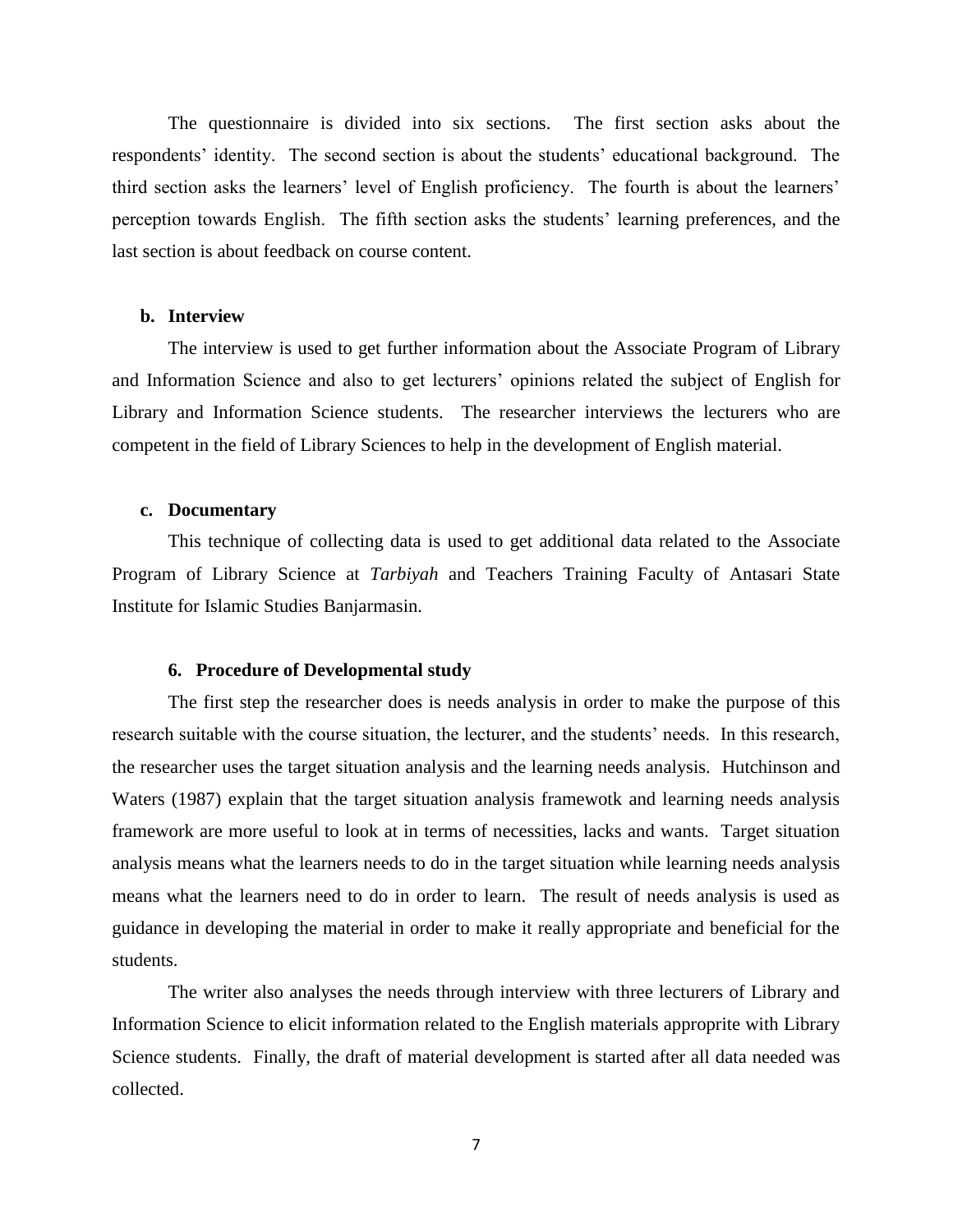The questionnaire is divided into six sections. The first section asks about the respondents' identity. The second section is about the students' educational background. The third section asks the learners' level of English proficiency. The fourth is about the learners' perception towards English. The fifth section asks the students' learning preferences, and the last section is about feedback on course content.

**b. Interview**

The interview is used to get further information about the Associate Program of Library and Information Science and also to get lecturers' opinions related the subject of English for Library and Information Science students. The researcher interviews the lecturers who are competent in the field of Library Sciences to help in the development of English material.

**c. Documentary**

This technique of collecting data is used to get additional data related to the Associate Program of Library Science at *Tarbiyah* and Teachers Training Faculty of Antasari State Institute for Islamic Studies Banjarmasin.

**6. Procedure of Developmental study**

The first step the researcher does is needs analysis in order to make the purpose of this research suitable with the course situation, the lecturer, and the students' needs. In this research, the researcher uses the target situation analysis and the learning needs analysis. Hutchinson and Waters (1987) explain that the target situation analysis framewotk and learning needs analysis framework are more useful to look at in terms of necessities, lacks and wants. Target situation analysis means what the learners needs to do in the target situation while learning needs analysis means what the learners need to do in order to learn. The result of needs analysis is used as guidance in developing the material in order to make it really appropriate and beneficial for the students.

The writer also analyses the needs through interview with three lecturers of Library and Information Science to elicit information related to the English materials appropprite with Library Science students. Finally, the draft of material development is started after all data needed was collected.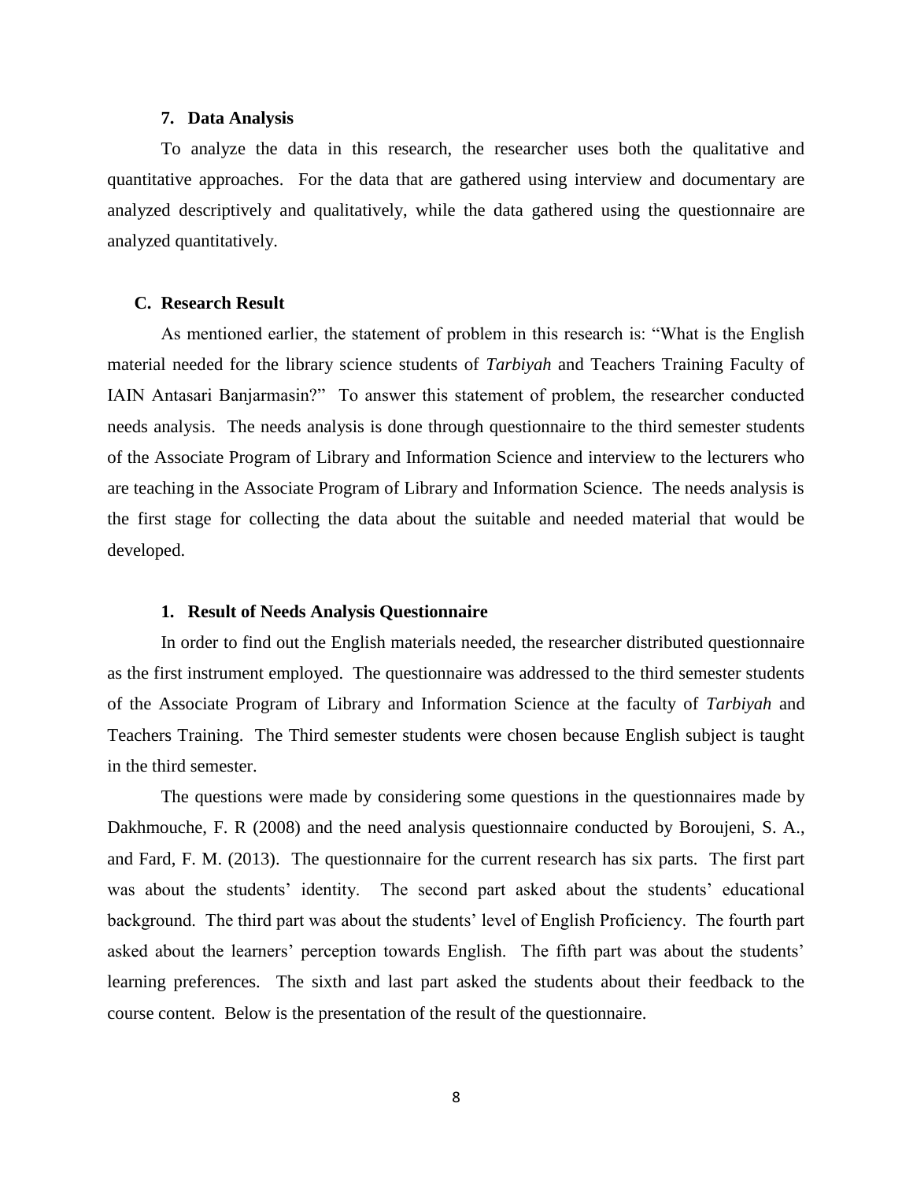### 7. Data Analysis

To analyze the data in this research, the researcher uses both the qualitative and quantitative approaches. For the data that are gathered using interview and documentary are analyzed descriptively and qualitatively, while the data gathered using the questionnaire are analyzed quantitatively.

## C. Research Result

As mentioned earlier, the statement of problem in this research is: "What is the English material needed for the library science students of *Tarbiyah* and Teachers Training Faculty of IAIN Antasari Banjarmasin?" To answer this statement of problem, the researcher conducted needs analysis. The needs analysis is done through questionnaire to the third semester students of the Associate Program of Library and Information Science and interview to the lecturers who are teaching in the Associate Program of Library and Information Science. The needs analysis is the first stage for collecting the data about the suitable and needed material that would be developed.

### 1. Result of Needs Analysis Questionnaire

In order to find out the English materials needed, the researcher distributed questionnaire as the first instrument employed. The questionnaire was addressed to the third semester students of the Associate Program of Library and Information Science at the faculty of *Tarbiyah* and Teachers Training. The Third semester students were chosen because English subject is taught in the third semester.

The questions were made by considering some questions in the questionnaires made by Dakhmouche, F. R (2008) and the need analysis questionnaire conducted by Boroujeni, S. A., and Fard, F. M. (2013). The questionnaire for the current research has six parts. The first part was about the students' identity. The second part asked about the students' educational background. The third part was about the students' level of English Proficiency. The fourth part asked about the learners' perception towards English. The fifth part was about the students' learning preferences. The sixth and last part asked the students about their feedback to the course content. Below is the presentation of the result of the questionnaire.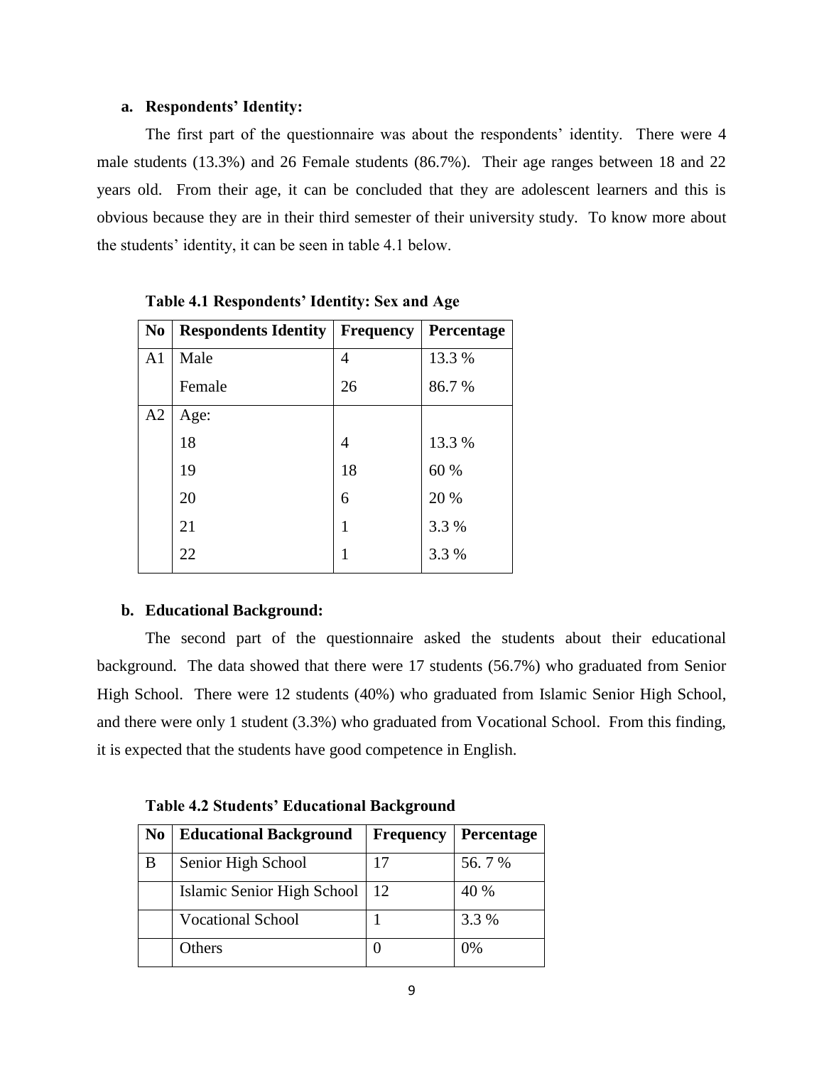**a. Respondents' Identity:**

The first part of the questionnaire was about the respondents' identity. There were 4 male students (13.3%) and 26 Female students (86.7%). Their age ranges between 18 and 22 years old. From their age, it can be concluded that they are adolescent learners and this is obvious because they are in their third semester of their university study. To know more about the students' identity, it can be seen in table 4.1 below.

**Table 4.1 Respondents' Identity: Sex and Age**

| No | Respondents Identity | Frequency | Percentage |
|---|---|---|---|
| A1 | Male | 4 | 13.3 % |
| | Female | 26 | 86.7 % |
| A2 | Age: | | |
| | 18 | 4 | 13.3 % |
| | 19 | 18 | 60 % |
| | 20 | 6 | 20 % |
| | 21 | 1 | 3.3 % |
| | 22 | 1 | 3.3 % |

**b. Educational Background:**

The second part of the questionnaire asked the students about their educational background. The data showed that there were 17 students (56.7%) who graduated from Senior High School. There were 12 students (40%) who graduated from Islamic Senior High School, and there were only 1 student (3.3%) who graduated from Vocational School. From this finding, it is expected that the students have good competence in English.

**Table 4.2 Students' Educational Background**

| No | Educational Background | Frequency | Percentage |
|---|---|---|---|
| B | Senior High School | 17 | 56. 7 % |
| | Islamic Senior High School | 12 | 40 % |
| | Vocational School | 1 | 3.3 % |
| | Others | 0 | 0% |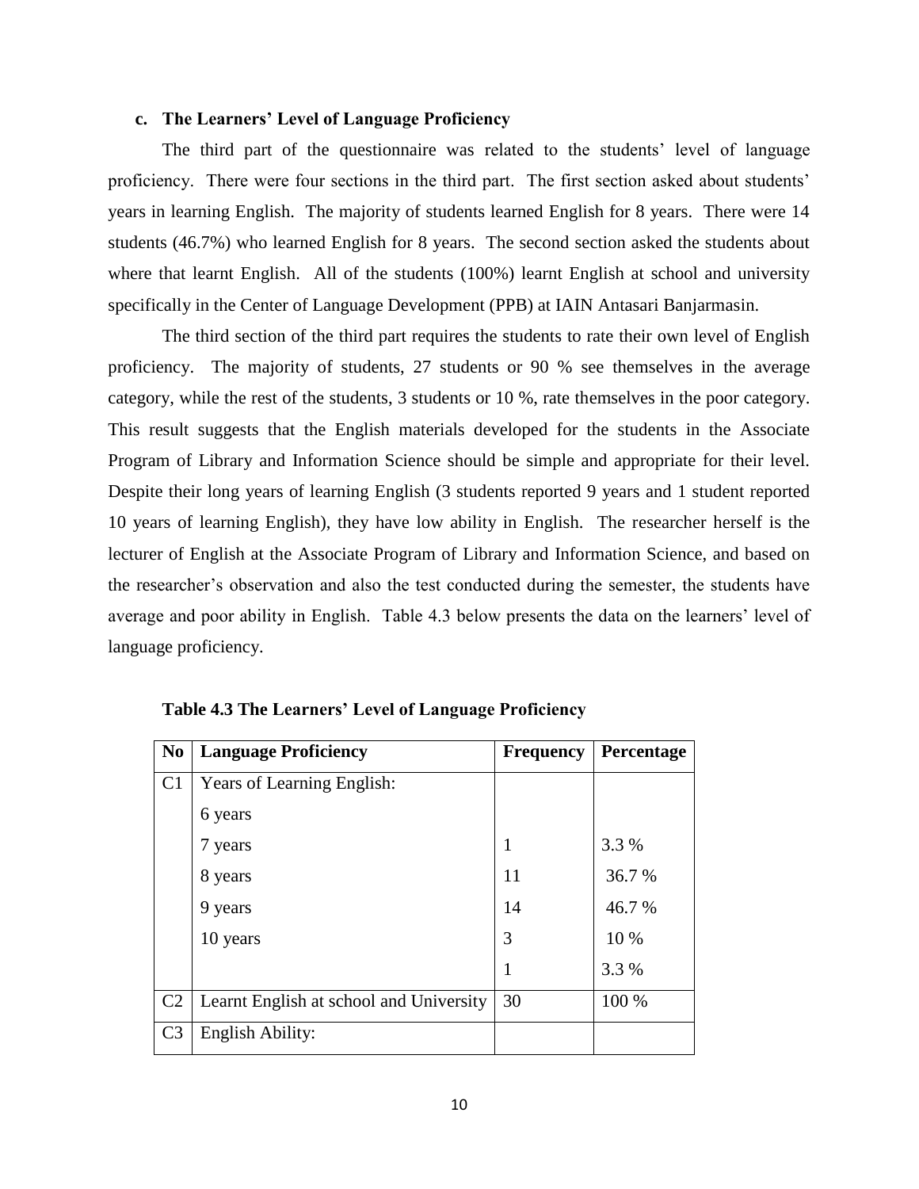**c. The Learners' Level of Language Proficiency**

The third part of the questionnaire was related to the students' level of language proficiency. There were four sections in the third part. The first section asked about students' years in learning English. The majority of students learned English for 8 years. There were 14 students (46.7%) who learned English for 8 years. The second section asked the students about where that learnt English. All of the students (100%) learnt English at school and university specifically in the Center of Language Development (PPB) at IAIN Antasari Banjarmasin.

The third section of the third part requires the students to rate their own level of English proficiency. The majority of students, 27 students or 90 % see themselves in the average category, while the rest of the students, 3 students or 10 %, rate themselves in the poor category. This result suggests that the English materials developed for the students in the Associate Program of Library and Information Science should be simple and appropriate for their level. Despite their long years of learning English (3 students reported 9 years and 1 student reported 10 years of learning English), they have low ability in English. The researcher herself is the lecturer of English at the Associate Program of Library and Information Science, and based on the researcher's observation and also the test conducted during the semester, the students have average and poor ability in English. Table 4.3 below presents the data on the learners' level of language proficiency.

**Table 4.3 The Learners' Level of Language Proficiency**

| No | Language Proficiency | Frequency | Percentage |
|---|---|---|---|
| C1 | Years of Learning English: | | |
| | 6 years | | |
| | 7 years | 1 | 3.3 % |
| | 8 years | 11 | 36.7 % |
| | 9 years | 14 | 46.7 % |
| | 10 years | 3 | 10 % |
| | | 1 | 3.3 % |
| C2 | Learnt English at school and University | 30 | 100 % |
| C3 | English Ability: | | |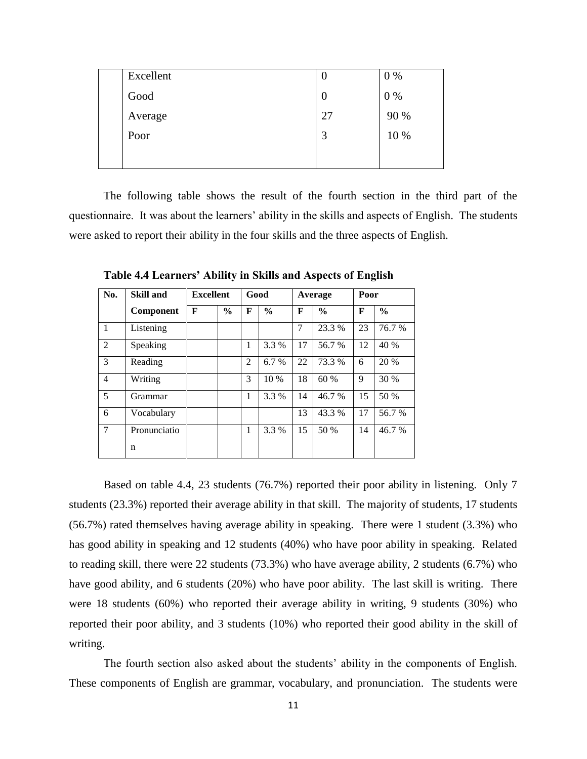| | | | |
|---|---|---|---|
| | Excellent | 0 | 0 % |
| | Good | 0 | 0 % |
| | Average | 27 | 90 % |
| | Poor | 3 | 10 % |

The following table shows the result of the fourth section in the third part of the questionnaire. It was about the learners' ability in the skills and aspects of English. The students were asked to report their ability in the four skills and the three aspects of English.

**Table 4.4 Learners' Ability in Skills and Aspects of English**

| No. | Skill and Component | Excellent | | Good | | Average | | Poor | |
|---|---|---|---|---|---|---|---|---|---|
| | | F | % | F | % | F | % | F | % |
| 1 | Listening | | | | | 7 | 23.3 % | 23 | 76.7 % |
| 2 | Speaking | | | 1 | 3.3 % | 17 | 56.7 % | 12 | 40 % |
| 3 | Reading | | | 2 | 6.7 % | 22 | 73.3 % | 6 | 20 % |
| 4 | Writing | | | 3 | 10 % | 18 | 60 % | 9 | 30 % |
| 5 | Grammar | | | 1 | 3.3 % | 14 | 46.7 % | 15 | 50 % |
| 6 | Vocabulary | | | | | 13 | 43.3 % | 17 | 56.7 % |
| 7 | Pronunciation | | | 1 | 3.3 % | 15 | 50 % | 14 | 46.7 % |

Based on table 4.4, 23 students (76.7%) reported their poor ability in listening. Only 7 students (23.3%) reported their average ability in that skill. The majority of students, 17 students (56.7%) rated themselves having average ability in speaking. There were 1 student (3.3%) who has good ability in speaking and 12 students (40%) who have poor ability in speaking. Related to reading skill, there were 22 students (73.3%) who have average ability, 2 students (6.7%) who have good ability, and 6 students (20%) who have poor ability. The last skill is writing. There were 18 students (60%) who reported their average ability in writing, 9 students (30%) who reported their poor ability, and 3 students (10%) who reported their good ability in the skill of writing.

The fourth section also asked about the students' ability in the components of English. These components of English are grammar, vocabulary, and pronunciation. The students were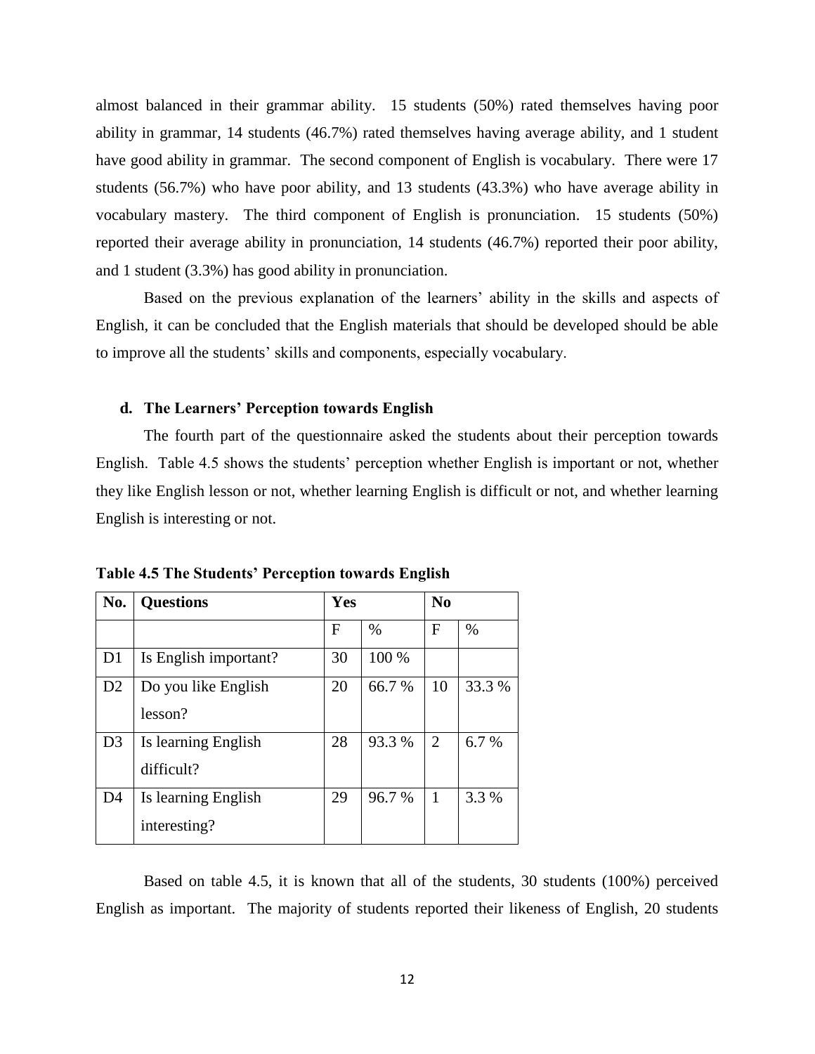almost balanced in their grammar ability. 15 students (50%) rated themselves having poor ability in grammar, 14 students (46.7%) rated themselves having average ability, and 1 student have good ability in grammar. The second component of English is vocabulary. There were 17 students (56.7%) who have poor ability, and 13 students (43.3%) who have average ability in vocabulary mastery. The third component of English is pronunciation. 15 students (50%) reported their average ability in pronunciation, 14 students (46.7%) reported their poor ability, and 1 student (3.3%) has good ability in pronunciation.

Based on the previous explanation of the learners' ability in the skills and aspects of English, it can be concluded that the English materials that should be developed should be able to improve all the students' skills and components, especially vocabulary.

### d. The Learners' Perception towards English

The fourth part of the questionnaire asked the students about their perception towards English. Table 4.5 shows the students' perception whether English is important or not, whether they like English lesson or not, whether learning English is difficult or not, and whether learning English is interesting or not.

**Table 4.5 The Students' Perception towards English**

| No. | Questions | Yes | | No | |
|---|---|---|---|---|---|
| | | F | % | F | % |
| D1 | Is English important? | 30 | 100 % | | |
| D2 | Do you like English lesson? | 20 | 66.7 % | 10 | 33.3 % |
| D3 | Is learning English difficult? | 28 | 93.3 % | 2 | 6.7 % |
| D4 | Is learning English interesting? | 29 | 96.7 % | 1 | 3.3 % |

Based on table 4.5, it is known that all of the students, 30 students (100%) perceived English as important. The majority of students reported their likeness of English, 20 students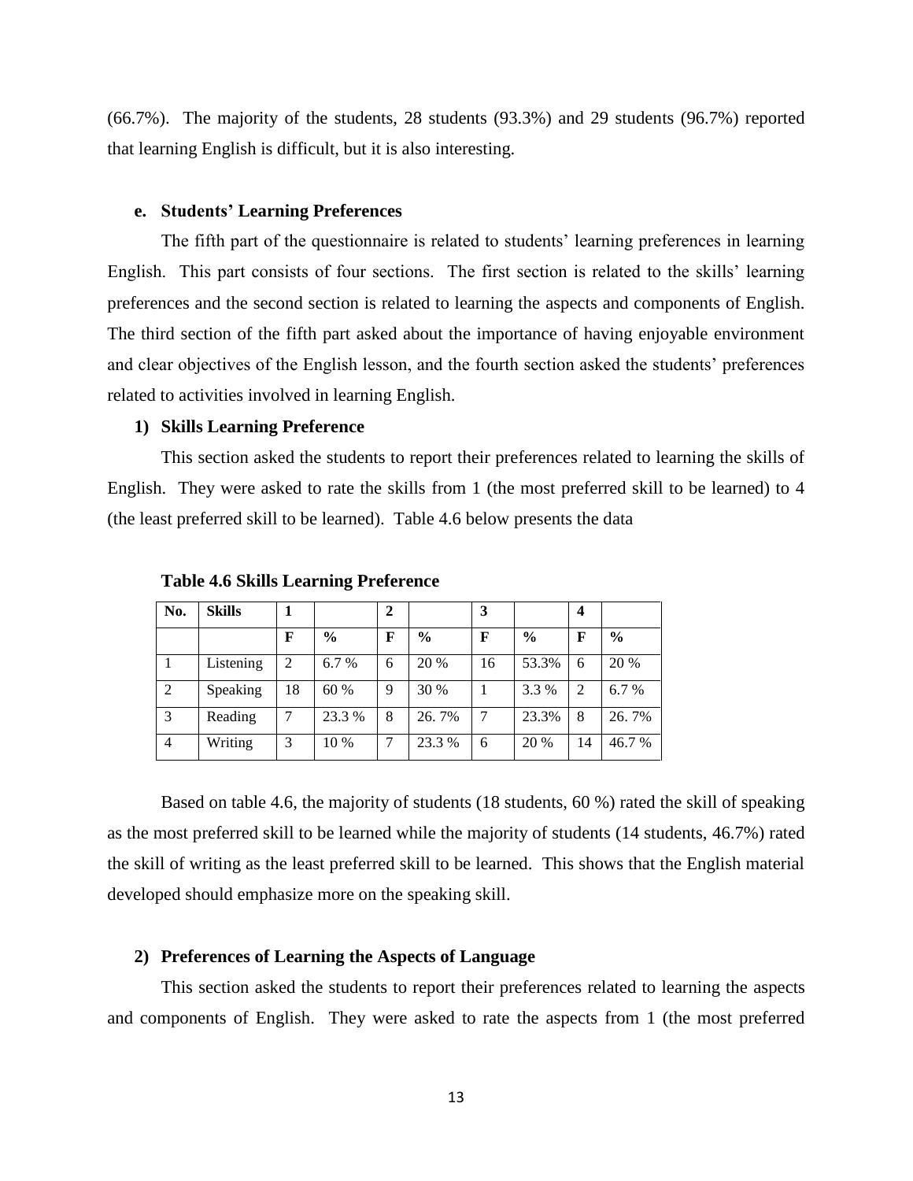(66.7%). The majority of the students, 28 students (93.3%) and 29 students (96.7%) reported that learning English is difficult, but it is also interesting.

**e. Students' Learning Preferences**

The fifth part of the questionnaire is related to students' learning preferences in learning English. This part consists of four sections. The first section is related to the skills' learning preferences and the second section is related to learning the aspects and components of English. The third section of the fifth part asked about the importance of having enjoyable environment and clear objectives of the English lesson, and the fourth section asked the students' preferences related to activities involved in learning English.

**1) Skills Learning Preference**

This section asked the students to report their preferences related to learning the skills of English. They were asked to rate the skills from 1 (the most preferred skill to be learned) to 4 (the least preferred skill to be learned). Table 4.6 below presents the data

**Table 4.6 Skills Learning Preference**

| No. | Skills | 1 | | 2 | | 3 | | 4 | |
|---|---|---|---|---|---|---|---|---|---|
| | | F | % | F | % | F | % | F | % |
| 1 | Listening | 2 | 6.7 % | 6 | 20 % | 16 | 53.3% | 6 | 20 % |
| 2 | Speaking | 18 | 60 % | 9 | 30 % | 1 | 3.3 % | 2 | 6.7 % |
| 3 | Reading | 7 | 23.3 % | 8 | 26. 7% | 7 | 23.3% | 8 | 26. 7% |
| 4 | Writing | 3 | 10 % | 7 | 23.3 % | 6 | 20 % | 14 | 46.7 % |

Based on table 4.6, the majority of students (18 students, 60 %) rated the skill of speaking as the most preferred skill to be learned while the majority of students (14 students, 46.7%) rated the skill of writing as the least preferred skill to be learned. This shows that the English material developed should emphasize more on the speaking skill.

**2) Preferences of Learning the Aspects of Language**

This section asked the students to report their preferences related to learning the aspects and components of English. They were asked to rate the aspects from 1 (the most preferred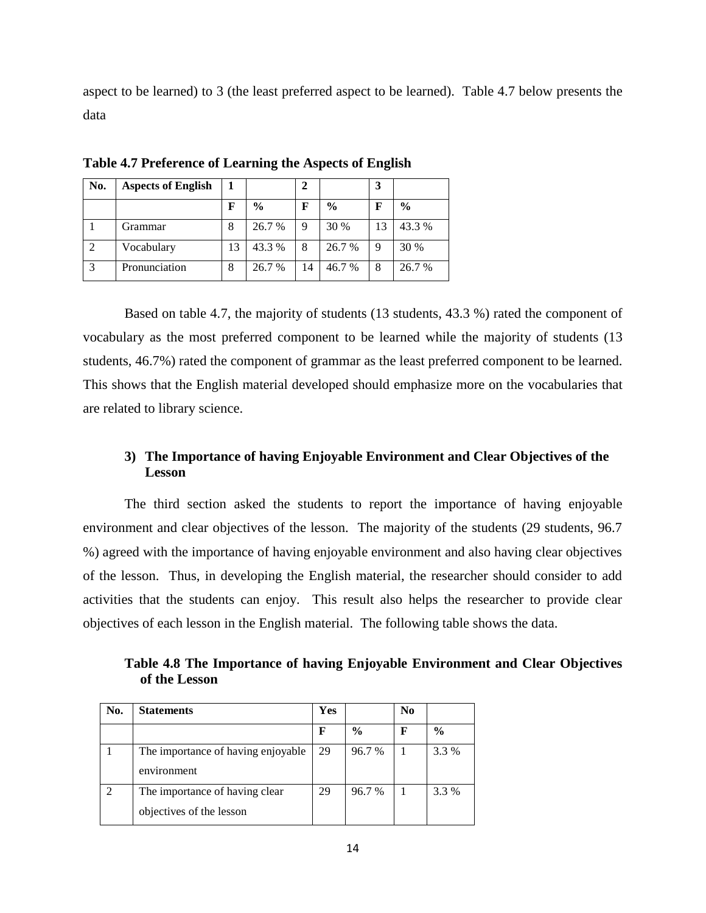aspect to be learned) to 3 (the least preferred aspect to be learned). Table 4.7 below presents the data

**Table 4.7 Preference of Learning the Aspects of English**

| No. | Aspects of English | 1 | | 2 | | 3 | |
|---|---|---|---|---|---|---|---|
| | | F | % | F | % | F | % |
| 1 | Grammar | 8 | 26.7 % | 9 | 30 % | 13 | 43.3 % |
| 2 | Vocabulary | 13 | 43.3 % | 8 | 26.7 % | 9 | 30 % |
| 3 | Pronunciation | 8 | 26.7 % | 14 | 46.7 % | 8 | 26.7 % |

Based on table 4.7, the majority of students (13 students, 43.3 %) rated the component of vocabulary as the most preferred component to be learned while the majority of students (13 students, 46.7%) rated the component of grammar as the least preferred component to be learned. This shows that the English material developed should emphasize more on the vocabularies that are related to library science.

### 3) The Importance of having Enjoyable Environment and Clear Objectives of the Lesson

The third section asked the students to report the importance of having enjoyable environment and clear objectives of the lesson. The majority of the students (29 students, 96.7 %) agreed with the importance of having enjoyable environment and also having clear objectives of the lesson. Thus, in developing the English material, the researcher should consider to add activities that the students can enjoy. This result also helps the researcher to provide clear objectives of each lesson in the English material. The following table shows the data.

**Table 4.8 The Importance of having Enjoyable Environment and Clear Objectives of the Lesson**

| No. | Statements | Yes | | No | |
|---|---|---|---|---|---|
| | | F | % | F | % |
| 1 | The importance of having enjoyable environment | 29 | 96.7 % | 1 | 3.3 % |
| 2 | The importance of having clear objectives of the lesson | 29 | 96.7 % | 1 | 3.3 % |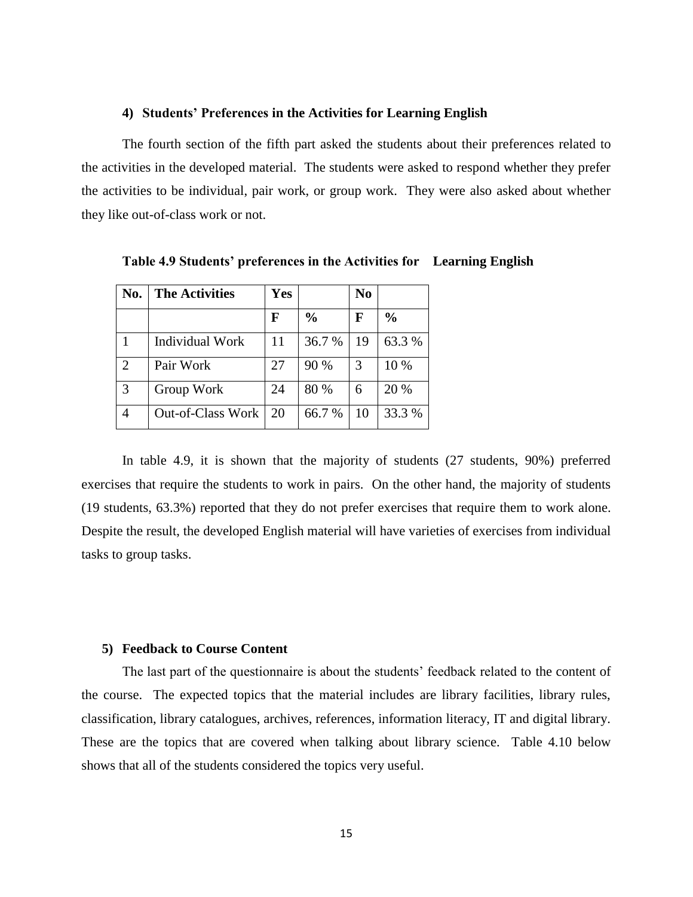#### 4) Students' Preferences in the Activities for Learning English

The fourth section of the fifth part asked the students about their preferences related to the activities in the developed material. The students were asked to respond whether they prefer the activities to be individual, pair work, or group work. They were also asked about whether they like out-of-class work or not.

**Table 4.9 Students' preferences in the Activities for Learning English**

| No. | The Activities | Yes | | No | |
|---|---|---|---|---|---|
| | | F | % | F | % |
| 1 | Individual Work | 11 | 36.7 % | 19 | 63.3 % |
| 2 | Pair Work | 27 | 90 % | 3 | 10 % |
| 3 | Group Work | 24 | 80 % | 6 | 20 % |
| 4 | Out-of-Class Work | 20 | 66.7 % | 10 | 33.3 % |

In table 4.9, it is shown that the majority of students (27 students, 90%) preferred exercises that require the students to work in pairs. On the other hand, the majority of students (19 students, 63.3%) reported that they do not prefer exercises that require them to work alone. Despite the result, the developed English material will have varieties of exercises from individual tasks to group tasks.

#### 5) Feedback to Course Content

The last part of the questionnaire is about the students' feedback related to the content of the course. The expected topics that the material includes are library facilities, library rules, classification, library catalogues, archives, references, information literacy, IT and digital library. These are the topics that are covered when talking about library science. Table 4.10 below shows that all of the students considered the topics very useful.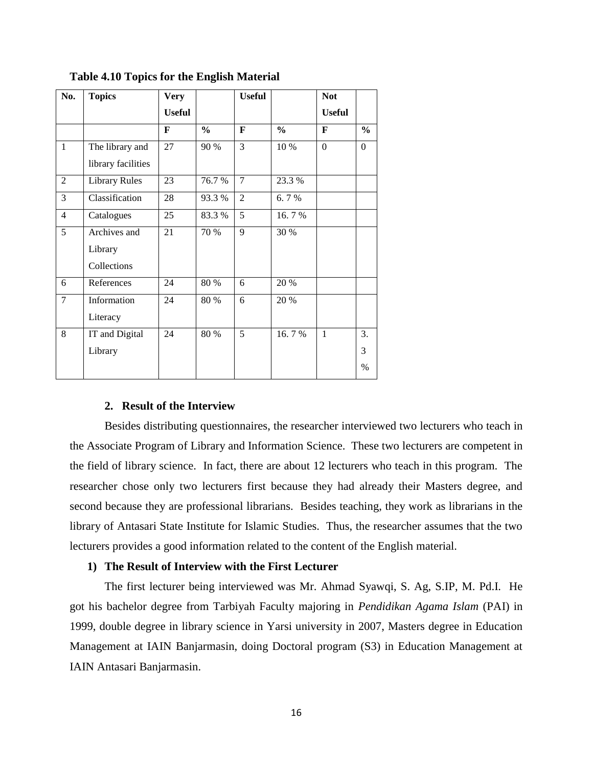**Table 4.10 Topics for the English Material**

| No. | Topics | Very Useful | | Useful | | Not Useful | |
|---|---|---|---|---|---|---|---|
| | | F | % | F | % | F | % |
| 1 | The library and library facilities | 27 | 90 % | 3 | 10 % | 0 | 0 |
| 2 | Library Rules | 23 | 76.7 % | 7 | 23.3 % | | |
| 3 | Classification | 28 | 93.3 % | 2 | 6. 7 % | | |
| 4 | Catalogues | 25 | 83.3 % | 5 | 16. 7 % | | |
| 5 | Archives and Library Collections | 21 | 70 % | 9 | 30 % | | |
| 6 | References | 24 | 80 % | 6 | 20 % | | |
| 7 | Information Literacy | 24 | 80 % | 6 | 20 % | | |
| 8 | IT and Digital Library | 24 | 80 % | 5 | 16. 7 % | 1 | 3.3 % |

### 2. Result of the Interview

Besides distributing questionnaires, the researcher interviewed two lecturers who teach in the Associate Program of Library and Information Science. These two lecturers are competent in the field of library science. In fact, there are about 12 lecturers who teach in this program. The researcher chose only two lecturers first because they had already their Masters degree, and second because they are professional librarians. Besides teaching, they work as librarians in the library of Antasari State Institute for Islamic Studies. Thus, the researcher assumes that the two lecturers provides a good information related to the content of the English material.

#### 1) The Result of Interview with the First Lecturer

The first lecturer being interviewed was Mr. Ahmad Syawqi, S. Ag, S.IP, M. Pd.I. He got his bachelor degree from Tarbiyah Faculty majoring in *Pendidikan Agama Islam* (PAI) in 1999, double degree in library science in Yarsi university in 2007, Masters degree in Education Management at IAIN Banjarmasin, doing Doctoral program (S3) in Education Management at IAIN Antasari Banjarmasin.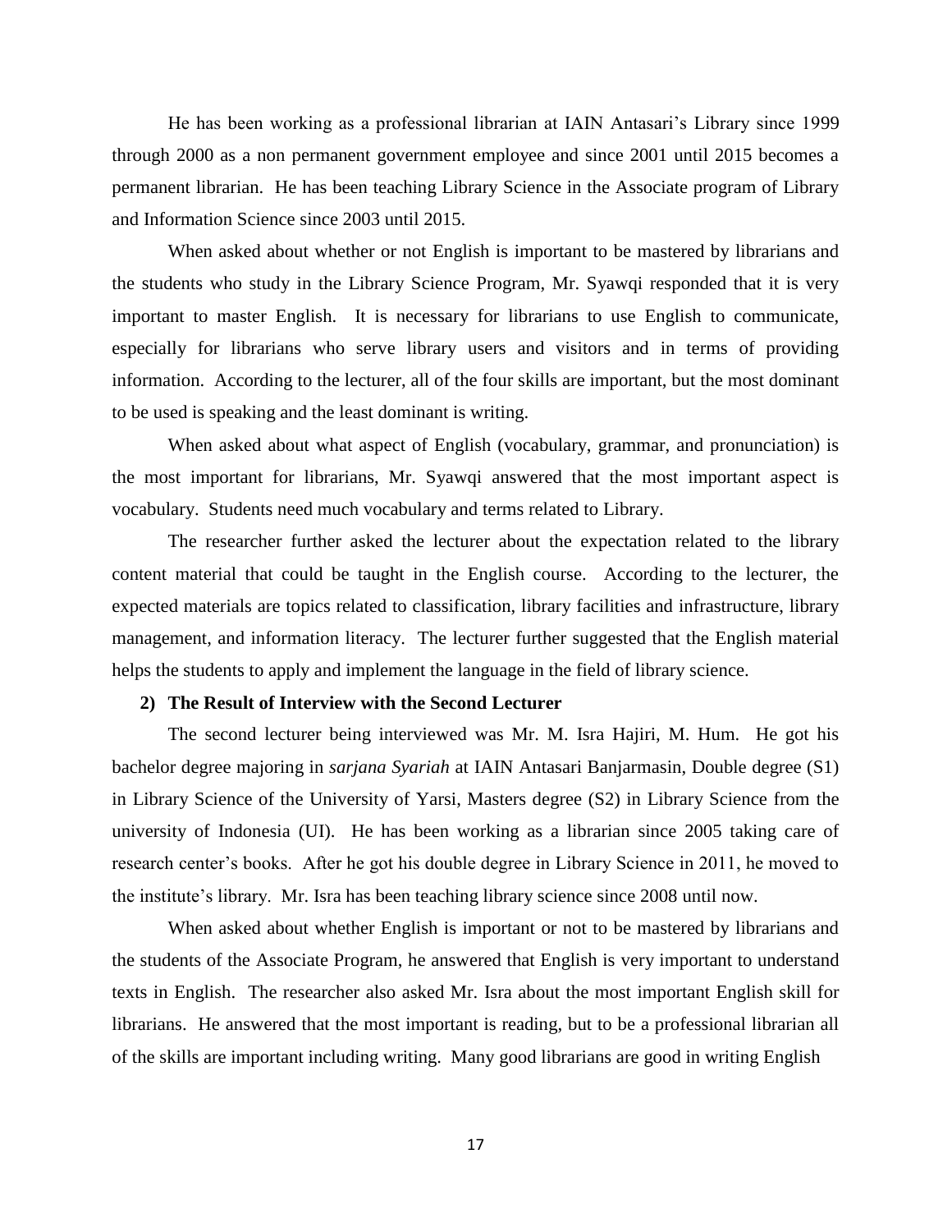He has been working as a professional librarian at IAIN Antasari's Library since 1999 through 2000 as a non permanent government employee and since 2001 until 2015 becomes a permanent librarian. He has been teaching Library Science in the Associate program of Library and Information Science since 2003 until 2015.

When asked about whether or not English is important to be mastered by librarians and the students who study in the Library Science Program, Mr. Syawqi responded that it is very important to master English. It is necessary for librarians to use English to communicate, especially for librarians who serve library users and visitors and in terms of providing information. According to the lecturer, all of the four skills are important, but the most dominant to be used is speaking and the least dominant is writing.

When asked about what aspect of English (vocabulary, grammar, and pronunciation) is the most important for librarians, Mr. Syawqi answered that the most important aspect is vocabulary. Students need much vocabulary and terms related to Library.

The researcher further asked the lecturer about the expectation related to the library content material that could be taught in the English course. According to the lecturer, the expected materials are topics related to classification, library facilities and infrastructure, library management, and information literacy. The lecturer further suggested that the English material helps the students to apply and implement the language in the field of library science.

**2) The Result of Interview with the Second Lecturer**

The second lecturer being interviewed was Mr. M. Isra Hajiri, M. Hum. He got his bachelor degree majoring in *sarjana Syariah* at IAIN Antasari Banjarmasin, Double degree (S1) in Library Science of the University of Yarsi, Masters degree (S2) in Library Science from the university of Indonesia (UI). He has been working as a librarian since 2005 taking care of research center's books. After he got his double degree in Library Science in 2011, he moved to the institute's library. Mr. Isra has been teaching library science since 2008 until now.

When asked about whether English is important or not to be mastered by librarians and the students of the Associate Program, he answered that English is very important to understand texts in English. The researcher also asked Mr. Isra about the most important English skill for librarians. He answered that the most important is reading, but to be a professional librarian all of the skills are important including writing. Many good librarians are good in writing English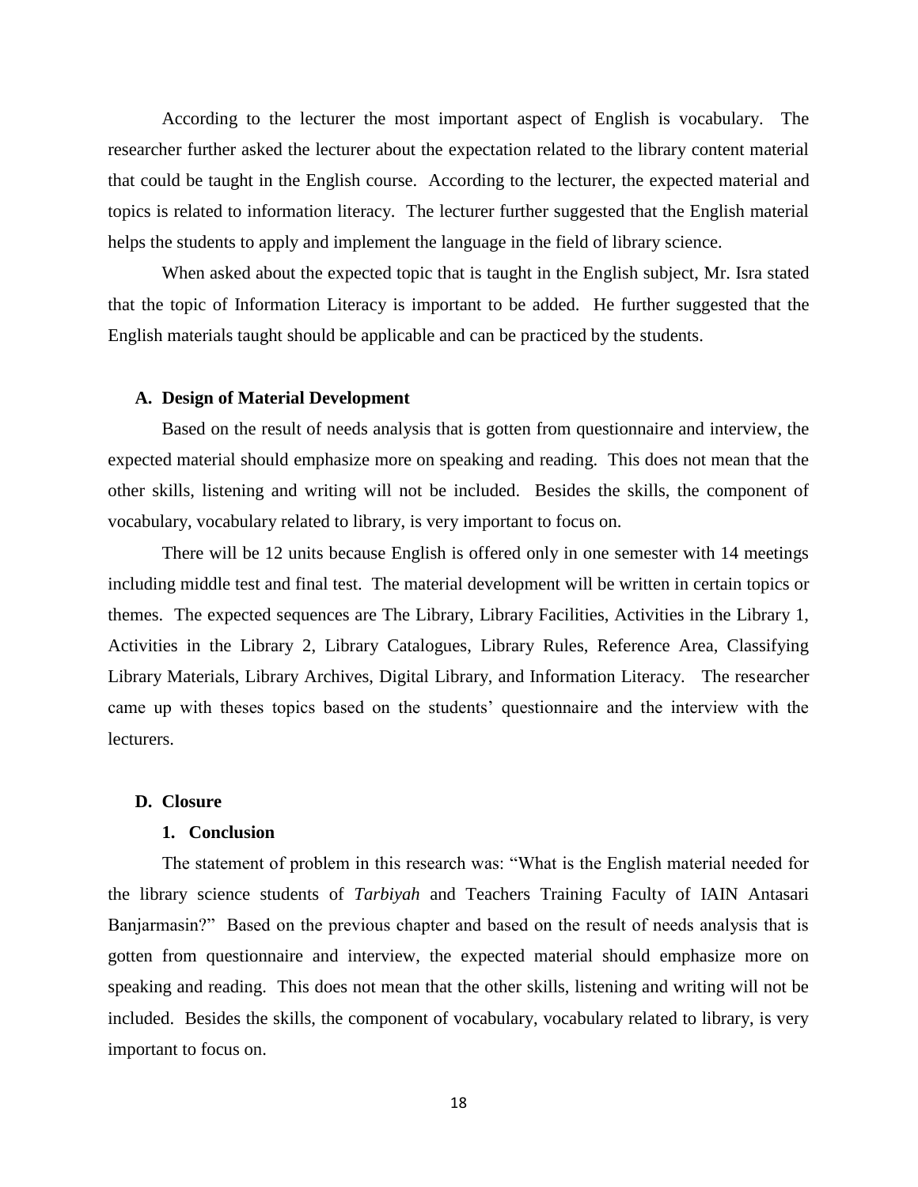According to the lecturer the most important aspect of English is vocabulary. The researcher further asked the lecturer about the expectation related to the library content material that could be taught in the English course. According to the lecturer, the expected material and topics is related to information literacy. The lecturer further suggested that the English material helps the students to apply and implement the language in the field of library science.

When asked about the expected topic that is taught in the English subject, Mr. Isra stated that the topic of Information Literacy is important to be added. He further suggested that the English materials taught should be applicable and can be practiced by the students.

### A. Design of Material Development

Based on the result of needs analysis that is gotten from questionnaire and interview, the expected material should emphasize more on speaking and reading. This does not mean that the other skills, listening and writing will not be included. Besides the skills, the component of vocabulary, vocabulary related to library, is very important to focus on.

There will be 12 units because English is offered only in one semester with 14 meetings including middle test and final test. The material development will be written in certain topics or themes. The expected sequences are The Library, Library Facilities, Activities in the Library 1, Activities in the Library 2, Library Catalogues, Library Rules, Reference Area, Classifying Library Materials, Library Archives, Digital Library, and Information Literacy. The researcher came up with theses topics based on the students' questionnaire and the interview with the lecturers.

### D. Closure

#### 1. Conclusion

The statement of problem in this research was: "What is the English material needed for the library science students of *Tarbiyah* and Teachers Training Faculty of IAIN Antasari Banjarmasin?" Based on the previous chapter and based on the result of needs analysis that is gotten from questionnaire and interview, the expected material should emphasize more on speaking and reading. This does not mean that the other skills, listening and writing will not be included. Besides the skills, the component of vocabulary, vocabulary related to library, is very important to focus on.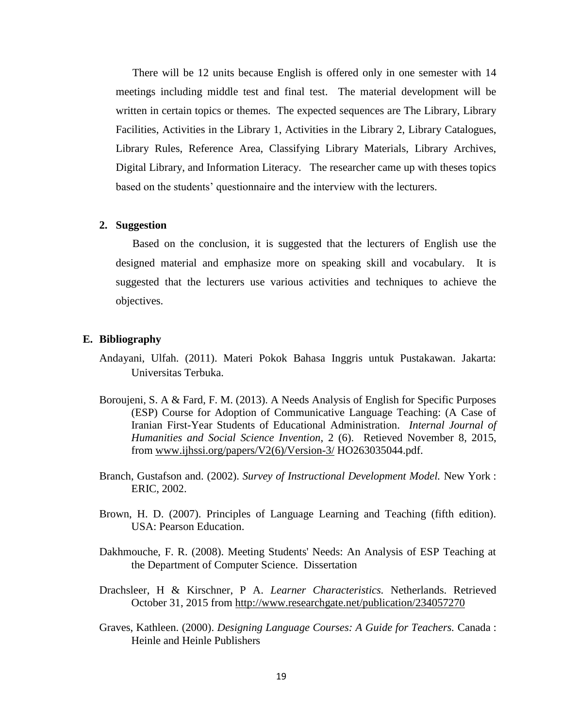There will be 12 units because English is offered only in one semester with 14 meetings including middle test and final test. The material development will be written in certain topics or themes. The expected sequences are The Library, Library Facilities, Activities in the Library 1, Activities in the Library 2, Library Catalogues, Library Rules, Reference Area, Classifying Library Materials, Library Archives, Digital Library, and Information Literacy. The researcher came up with theses topics based on the students' questionnaire and the interview with the lecturers.

**2. Suggestion**

Based on the conclusion, it is suggested that the lecturers of English use the designed material and emphasize more on speaking skill and vocabulary. It is suggested that the lecturers use various activities and techniques to achieve the objectives.

## E. Bibliography

Andayani, Ulfah. (2011). Materi Pokok Bahasa Inggris untuk Pustakawan. Jakarta: Universitas Terbuka.

Boroujeni, S. A & Fard, F. M. (2013). A Needs Analysis of English for Specific Purposes (ESP) Course for Adoption of Communicative Language Teaching: (A Case of Iranian First-Year Students of Educational Administration. *Internal Journal of Humanities and Social Science Invention*, 2 (6). Retieved November 8, 2015, from www.ijhssi.org/papers/V2(6)/Version-3/ HO263035044.pdf.

Branch, Gustafson and. (2002). *Survey of Instructional Development Model.* New York : ERIC, 2002.

Brown, H. D. (2007). Principles of Language Learning and Teaching (fifth edition). USA: Pearson Education.

Dakhmouche, F. R. (2008). Meeting Students' Needs: An Analysis of ESP Teaching at the Department of Computer Science. Dissertation

Drachsleer, H & Kirschner, P A. *Learner Characteristics.* Netherlands. Retrieved October 31, 2015 from http://www.researchgate.net/publication/234057270

Graves, Kathleen. (2000). *Designing Language Courses: A Guide for Teachers.* Canada : Heinle and Heinle Publishers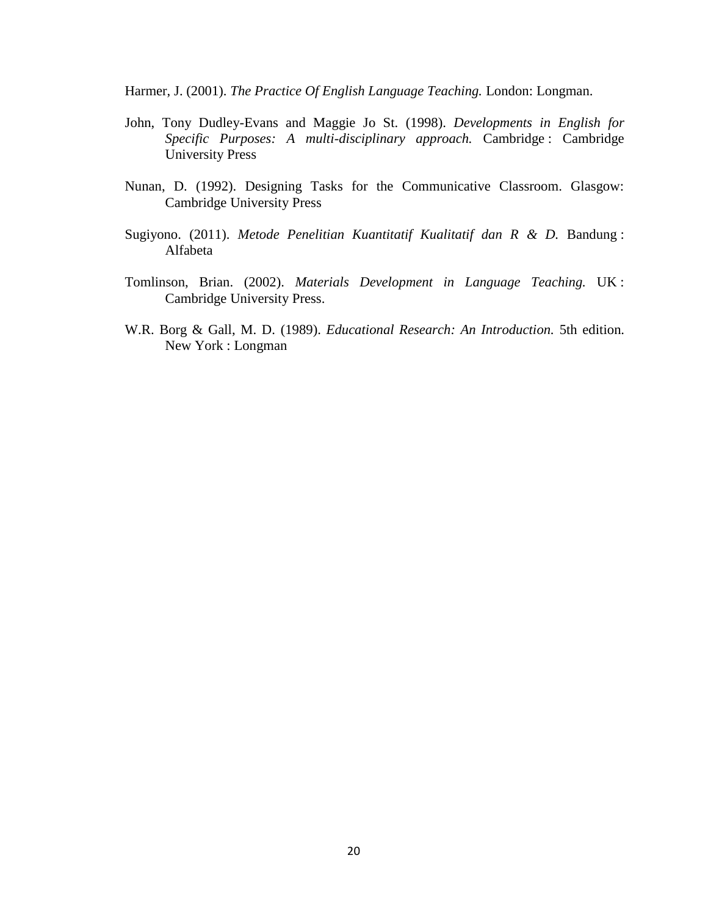Harmer, J. (2001). *The Practice Of English Language Teaching.* London: Longman.

John, Tony Dudley-Evans and Maggie Jo St. (1998). *Developments in English for Specific Purposes: A multi-disciplinary approach.* Cambridge : Cambridge University Press

Nunan, D. (1992). Designing Tasks for the Communicative Classroom. Glasgow: Cambridge University Press

Sugiyono. (2011). *Metode Penelitian Kuantitatif Kualitatif dan R & D.* Bandung : Alfabeta

Tomlinson, Brian. (2002). *Materials Development in Language Teaching.* UK : Cambridge University Press.

W.R. Borg & Gall, M. D. (1989). *Educational Research: An Introduction.* 5th edition. New York : Longman